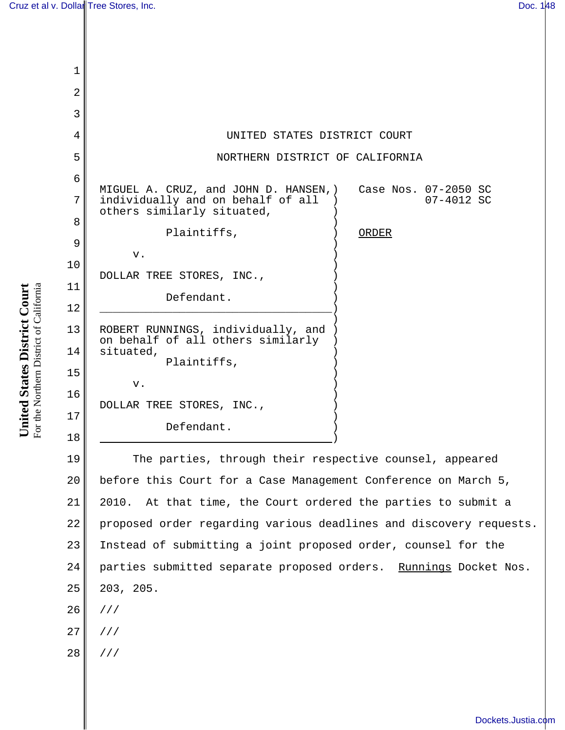UNITED STATES DISTRICT COURT

NORTHERN DISTRICT OF CALIFORNIA

MIGUEL A. CRUZ, and JOHN D. HANSEN, individually and on behalf of all others similarly situated,

Plaintiffs,

v.

DOLLAR TREE STORES, INC.,

Defendant.

---

ROBERT RUNNINGS, individually, and on behalf of all others similarly situated,

Plaintiffs,

v.

DOLLAR TREE STORES, INC.,

Defendant.

Case Nos. 07-2050 SC
07-4012 SC

ORDER

The parties, through their respective counsel, appeared before this Court for a Case Management Conference on March 5, 2010. At that time, the Court ordered the parties to submit a proposed order regarding various deadlines and discovery requests. Instead of submitting a joint proposed order, counsel for the parties submitted separate proposed orders. Runnings Docket Nos. 203, 205.

///

///

///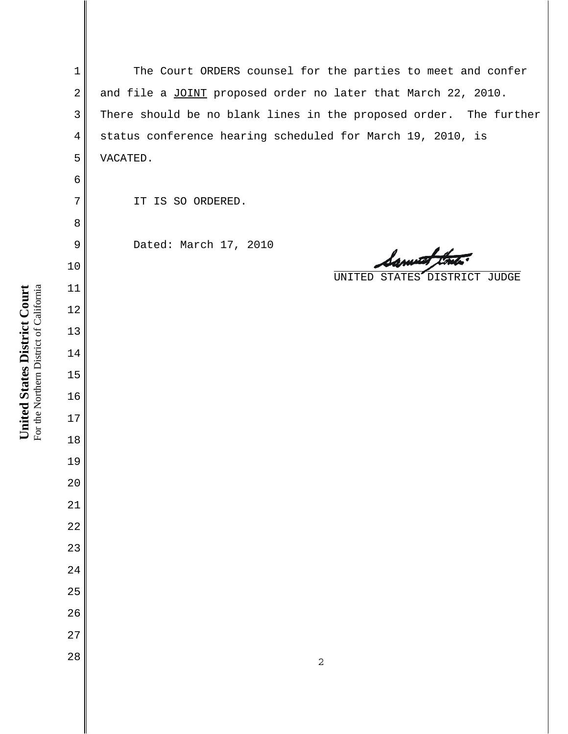The Court ORDERS counsel for the parties to meet and confer and file a JOINT proposed order no later that March 22, 2010. There should be no blank lines in the proposed order. The further status conference hearing scheduled for March 19, 2010, is VACATED.

IT IS SO ORDERED.

Dated: March 17, 2010

UNITED STATES DISTRICT JUDGE